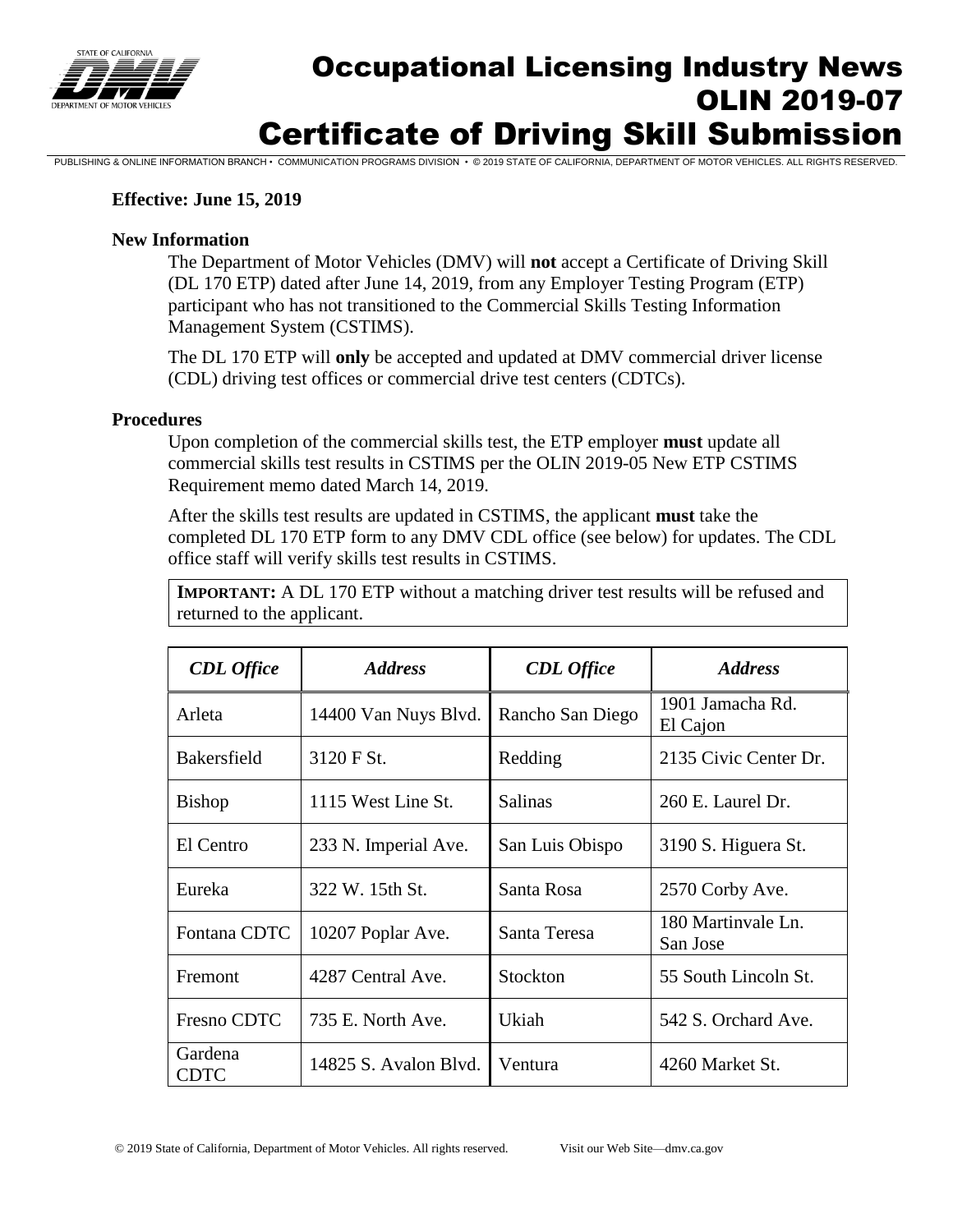# Occupational Licensing Industry News OLIN 2019-07 Certificate of Driving Skill Submission

PUBLISHING & ONLINE INFORMATION BRANCH • COMMUNICATION PROGRAMS DIVISION • © 2019 STATE OF CALIFORNIA, DEPARTMENT OF MOTOR VEHICLES. ALL RIGHTS RESERVED.

**Effective: June 15, 2019**

**New Information**

The Department of Motor Vehicles (DMV) will **not** accept a Certificate of Driving Skill (DL 170 ETP) dated after June 14, 2019, from any Employer Testing Program (ETP) participant who has not transitioned to the Commercial Skills Testing Information Management System (CSTIMS).

The DL 170 ETP will **only** be accepted and updated at DMV commercial driver license (CDL) driving test offices or commercial drive test centers (CDTCs).

**Procedures**

Upon completion of the commercial skills test, the ETP employer **must** update all commercial skills test results in CSTIMS per the OLIN 2019-05 New ETP CSTIMS Requirement memo dated March 14, 2019.

After the skills test results are updated in CSTIMS, the applicant **must** take the completed DL 170 ETP form to any DMV CDL office (see below) for updates. The CDL office staff will verify skills test results in CSTIMS.

**IMPORTANT:** A DL 170 ETP without a matching driver test results will be refused and returned to the applicant.

| *CDL Office* | *Address* | *CDL Office* | *Address* |
|---|---|---|---|
| Arleta | 14400 Van Nuys Blvd. | Rancho San Diego | 1901 Jamacha Rd. El Cajon |
| Bakersfield | 3120 F St. | Redding | 2135 Civic Center Dr. |
| Bishop | 1115 West Line St. | Salinas | 260 E. Laurel Dr. |
| El Centro | 233 N. Imperial Ave. | San Luis Obispo | 3190 S. Higuera St. |
| Eureka | 322 W. 15th St. | Santa Rosa | 2570 Corby Ave. |
| Fontana CDTC | 10207 Poplar Ave. | Santa Teresa | 180 Martinvale Ln. San Jose |
| Fremont | 4287 Central Ave. | Stockton | 55 South Lincoln St. |
| Fresno CDTC | 735 E. North Ave. | Ukiah | 542 S. Orchard Ave. |
| Gardena CDTC | 14825 S. Avalon Blvd. | Ventura | 4260 Market St. |

© 2019 State of California, Department of Motor Vehicles. All rights reserved. Visit our Web Site—dmv.ca.gov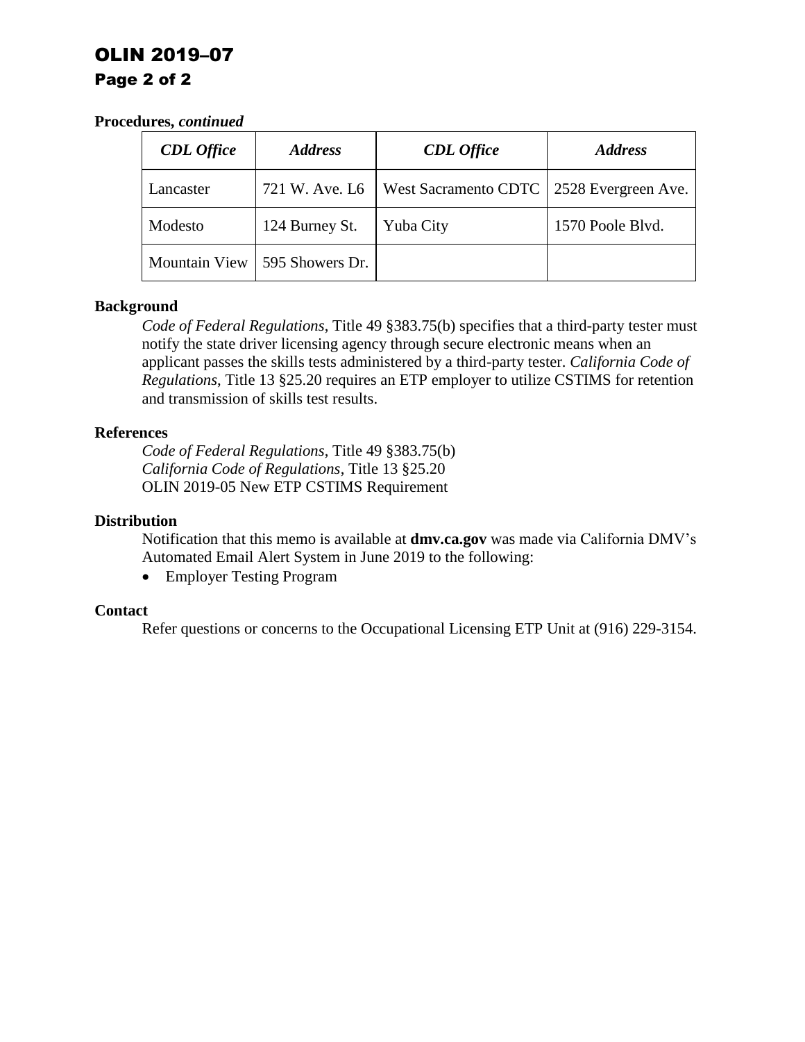**Procedures,** ***continued***

| *CDL Office* | *Address* | *CDL Office* | *Address* |
|---|---|---|---|
| Lancaster | 721 W. Ave. L6 | West Sacramento CDTC | 2528 Evergreen Ave. |
| Modesto | 124 Burney St. | Yuba City | 1570 Poole Blvd. |
| Mountain View | 595 Showers Dr. | | |

**Background**

*Code of Federal Regulations*, Title 49 §383.75(b) specifies that a third-party tester must notify the state driver licensing agency through secure electronic means when an applicant passes the skills tests administered by a third-party tester. *California Code of Regulations*, Title 13 §25.20 requires an ETP employer to utilize CSTIMS for retention and transmission of skills test results.

**References**

*Code of Federal Regulations*, Title 49 §383.75(b)
*California Code of Regulations*, Title 13 §25.20
OLIN 2019-05 New ETP CSTIMS Requirement

**Distribution**

Notification that this memo is available at **dmv.ca.gov** was made via California DMV's Automated Email Alert System in June 2019 to the following:

- Employer Testing Program

**Contact**

Refer questions or concerns to the Occupational Licensing ETP Unit at (916) 229-3154.